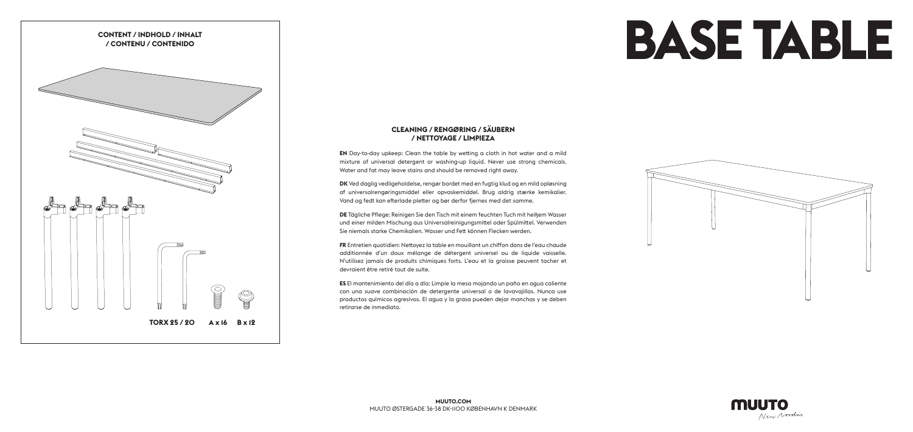# BASE TABLE

## CONTENT / INDHOLD / INHALT / CONTENU / CONTENIDO

TORX 25 / 20    A x 16    B x 12

## CLEANING / RENGØRING / SÄUBERN / NETTOYAGE / LIMPIEZA

**EN** Day-to-day upkeep: Clean the table by wetting a cloth in hot water and a mild mixture of universal detergent or washing-up liquid. Never use strong chemicals. Water and fat may leave stains and should be removed right away.

**DK** Ved daglig vedligeholdelse, rengør bordet med en fugtig klud og en mild opløsning af universalrengøringsmiddel eller opvaskemiddel. Brug aldrig stærke kemikalier. Vand og fedt kan efterlade pletter og bør derfor fjernes med det samme.

**DE** Tägliche Pflege: Reinigen Sie den Tisch mit einem feuchten Tuch mit heißem Wasser und einer milden Mischung aus Universalreinigungsmittel oder Spülmittel. Verwenden Sie niemals starke Chemikalien. Wasser und Fett können Flecken werden.

**FR** Entretien quotidien: Nettoyez la table en mouillant un chiffon dans de l'eau chaude additionnée d'un doux mélange de détergent universel ou de liquide vaisselle. N'utilisez jamais de produits chimiques forts. L'eau et la graisse peuvent tacher et devraient être retiré tout de suite.

**ES** El mantenimiento del día a día: Limpie la mesa mojando un paño en agua caliente con una suave combinación de detergente universal o de lavavajillas. Nunca use productos químicos agresivos. El agua y la grasa pueden dejar manchas y se deben retirarse de inmediato.

**MUUTO.COM**
MUUTO ØSTERGADE 36-38 DK-1100 KØBENHAVN K DENMARK

MUUTO New Nordic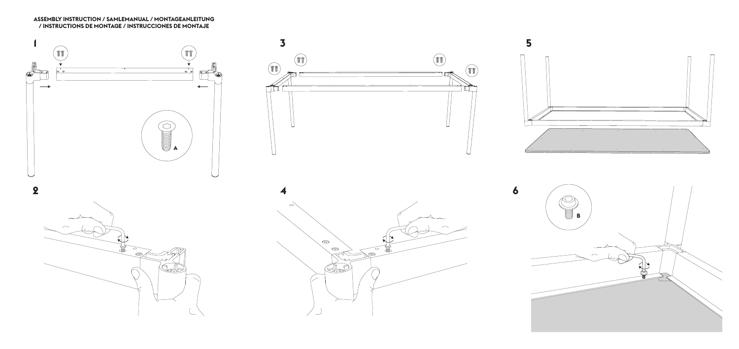**ASSEMBLY INSTRUCTION / SAMLEMANUAL / MONTAGEANLEITUNG / INSTRUCTIONS DE MONTAGE / INSTRUCCIONES DE MONTAJE**

**1**

A

**2**

**3**

**4**

**5**

**6**

B